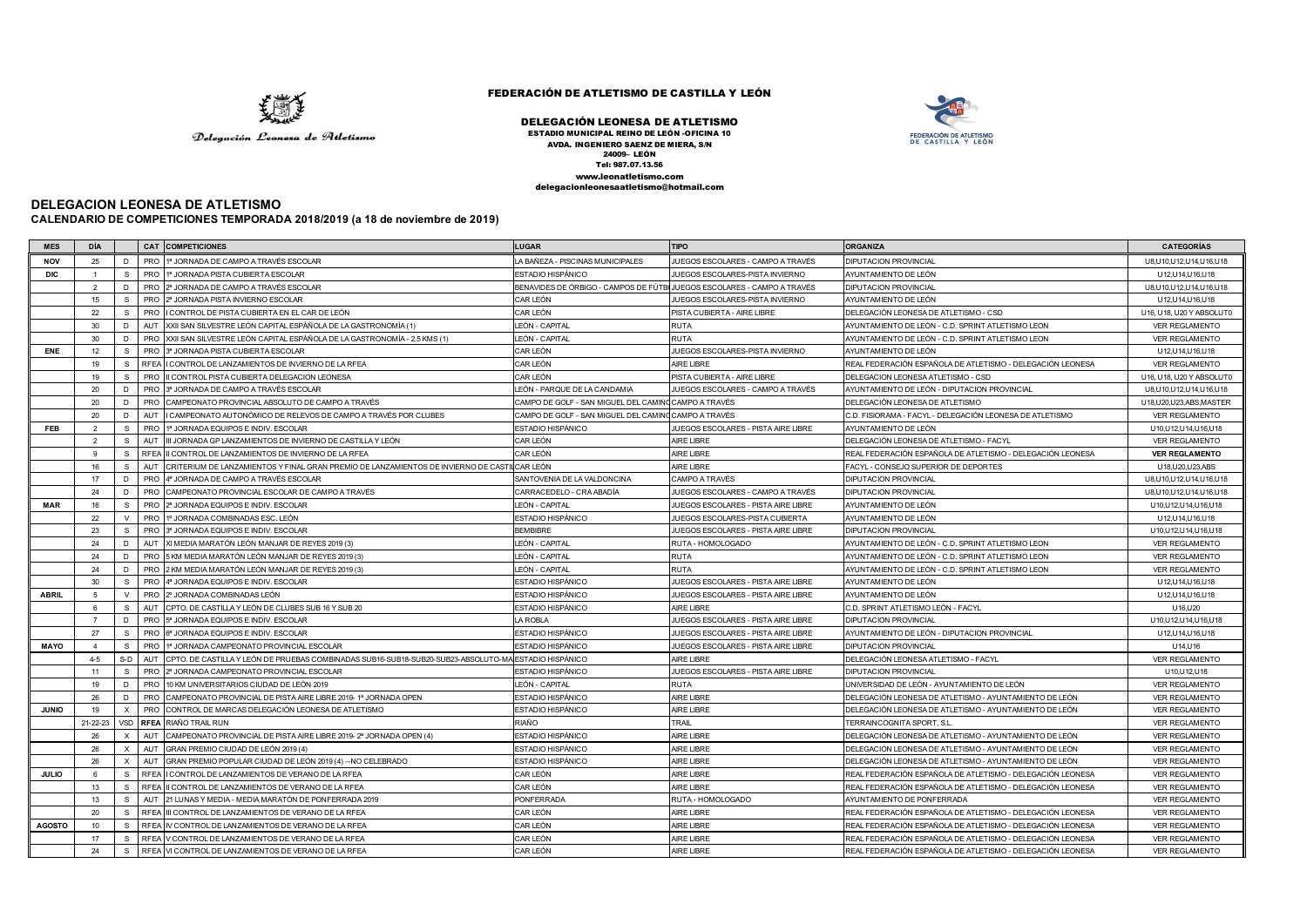FEDERACIÓN DE ATLETISMO DE CASTILLA Y LEÓN

Delegación Leonesa de Atletismo

**DELEGACIÓN LEONESA DE ATLETISMO**
ESTADIO MUNICIPAL REINO DE LEÓN -OFICINA 10
AVDA. INGENIERO SAENZ DE MIERA, S/N
24009– LEÓN
Tel: 987.07.13.56
www.leonatletismo.com
delegacionleonesaatletismo@hotmail.com

FEDERACIÓN DE ATLETISMO DE CASTILLA Y LEÓN

## DELEGACION LEONESA DE ATLETISMO

### CALENDARIO DE COMPETICIONES TEMPORADA 2018/2019 (a 18 de noviembre de 2019)

| MES | DÍA | | CAT | COMPETICIONES | LUGAR | TIPO | ORGANIZA | CATEGORÍAS |
|---|---|---|---|---|---|---|---|---|
| NOV | 25 | D | PRO | 1ª JORNADA DE CAMPO A TRAVÉS ESCOLAR | LA BAÑEZA - PISCINAS MUNICIPALES | JUEGOS ESCOLARES - CAMPO A TRAVÉS | DIPUTACION PROVINCIAL | U8,U10,U12,U14,U16,U18 |
| DIC | 1 | S | PRO | 1ª JORNADA PISTA CUBIERTA ESCOLAR | ESTADIO HISPÁNICO | JUEGOS ESCOLARES-PISTA INVIERNO | AYUNTAMIENTO DE LEÓN | U12,U14,U16,U18 |
| | 2 | D | PRO | 2ª JORNADA DE CAMPO A TRAVÉS ESCOLAR | BENAVIDES DE ÓRBIGO - CAMPOS DE FÚTB | JUEGOS ESCOLARES - CAMPO A TRAVÉS | DIPUTACION PROVINCIAL | U8,U10,U12,U14,U16,U18 |
| | 15 | S | PRO | 2ª JORNADA PISTA INVIERNO ESCOLAR | CAR LEÓN | JUEGOS ESCOLARES-PISTA INVIERNO | AYUNTAMIENTO DE LEÓN | U12,U14,U16,U18 |
| | 22 | S | PRO | I CONTROL DE PISTA CUBIERTA EN EL CAR DE LEÓN | CAR LEÓN | PISTA CUBIERTA - AIRE LIBRE | DELEGACIÓN LEONESA DE ATLETISMO - CSD | U16, U18, U20 Y ABSOLUT0 |
| | 30 | D | AUT | XXII SAN SILVESTRE LEÓN CAPITAL ESPAÑOLA DE LA GASTRONOMÍA (1) | LEÓN - CAPITAL | RUTA | AYUNTAMIENTO DE LEÓN - C.D. SPRINT ATLETISMO LEON | VER REGLAMENTO |
| | 30 | D | PRO | XXII SAN SILVESTRE LEÓN CAPITAL ESPAÑOLA DE LA GASTRONOMÍA - 2,5 KMS (1) | LEÓN - CAPITAL | RUTA | AYUNTAMIENTO DE LEÓN - C.D. SPRINT ATLETISMO LEON | VER REGLAMENTO |
| ENE | 12 | S | PRO | 3ª JORNADA PISTA CUBIERTA ESCOLAR | CAR LEÓN | JUEGOS ESCOLARES-PISTA INVIERNO | AYUNTAMIENTO DE LEÓN | U12,U14,U16,U18 |
| | 19 | S | RFEA | I CONTROL DE LANZAMIENTOS DE INVIERNO DE LA RFEA | CAR LEÓN | AIRE LIBRE | REAL FEDERACIÓN ESPAÑOLA DE ATLETISMO - DELEGACIÓN LEONESA | VER REGLAMENTO |
| | 19 | S | PRO | II CONTROL PISTA CUBIERTA DELEGACION LEONESA | CAR LEÓN | PISTA CUBIERTA - AIRE LIBRE | DELEGACION LEONESA ATLETISMO - CSD | U16, U18, U20 Y ABSOLUT0 |
| | 20 | D | PRO | 3ª JORNADA DE CAMPO A TRAVÉS ESCOLAR | LEÓN - PARQUE DE LA CANDAMIA | JUEGOS ESCOLARES - CAMPO A TRAVÉS | AYUNTAMIENTO DE LEÓN - DIPUTACION PROVINCIAL | U8,U10,U12,U14,U16,U18 |
| | 20 | D | PRO | CAMPEONATO PROVINCIAL ABSOLUTO DE CAMPO A TRAVÉS | CAMPO DE GOLF - SAN MIGUEL DEL CAMINO | CAMPO A TRAVÉS | DELEGACIÓN LEONESA DE ATLETISMO | U18,U20,U23,ABS,MASTER |
| | 20 | D | AUT | I CAMPEONATO AUTONÓMICO DE RELEVOS DE CAMPO A TRAVÉS POR CLUBES | CAMPO DE GOLF - SAN MIGUEL DEL CAMINO | CAMPO A TRAVÉS | C.D. FISIORAMA - FACYL - DELEGACIÓN LEONESA DE ATLETISMO | VER REGLAMENTO |
| FEB | 2 | S | PRO | 1ª JORNADA EQUIPOS E INDIV. ESCOLAR | ESTADIO HISPÁNICO | JUEGOS ESCOLARES - PISTA AIRE LIBRE | AYUNTAMIENTO DE LEÓN | U10,U12,U14,U16,U18 |
| | 2 | S | AUT | III JORNADA GP LANZAMIENTOS DE INVIERNO DE CASTILLA Y LEÓN | CAR LEÓN | AIRE LIBRE | DELEGACIÓN LEONESA DE ATLETISMO - FACYL | VER REGLAMENTO |
| | 9 | S | RFEA | II CONTROL DE LANZAMIENTOS DE INVIERNO DE LA RFEA | CAR LEÓN | AIRE LIBRE | REAL FEDERACIÓN ESPAÑOLA DE ATLETISMO - DELEGACIÓN LEONESA | **VER REGLAMENTO** |
| | 16 | S | AUT | CRITERIUM DE LANZAMIENTOS Y FINAL GRAN PREMIO DE LANZAMIENTOS DE INVIERNO DE CASTI | CAR LEÓN | AIRE LIBRE | FACYL - CONSEJO SUPERIOR DE DEPORTES | U18,U20,U23,ABS |
| | 17 | D | PRO | 4ª JORNADA DE CAMPO A TRAVÉS ESCOLAR | SANTOVENIA DE LA VALDONCINA | CAMPO A TRAVÉS | DIPUTACION PROVINCIAL | U8,U10,U12,U14,U16,U18 |
| | 24 | D | PRO | CAMPEONATO PROVINCIAL ESCOLAR DE CAMPO A TRAVÉS | CARRACEDELO - CRA ABADÍA | JUEGOS ESCOLARES - CAMPO A TRAVÉS | DIPUTACION PROVINCIAL | U8,U10,U12,U14,U16,U18 |
| MAR | 16 | S | PRO | 2ª JORNADA EQUIPOS E INDIV. ESCOLAR | LEÓN - CAPITAL | JUEGOS ESCOLARES - PISTA AIRE LIBRE | AYUNTAMIENTO DE LEÓN | U10,U12,U14,U16,U18 |
| | 22 | V | PRO | 1ª JORNADA COMBINADAS ESC. LEÓN | ESTADIO HISPÁNICO | JUEGOS ESCOLARES-PISTA CUBIERTA | AYUNTAMIENTO DE LEÓN | U12,U14,U16,U18 |
| | 23 | S | PRO | 3ª JORNADA EQUIPOS E INDIV. ESCOLAR | BEMBIBRE | JUEGOS ESCOLARES - PISTA AIRE LIBRE | DIPUTACION PROVINCIAL | U10,U12,U14,U16,U18 |
| | 24 | D | AUT | XI MEDIA MARATÓN LEÓN MANJAR DE REYES 2019 (3) | LEÓN - CAPITAL | RUTA - HOMOLOGADO | AYUNTAMIENTO DE LEÓN - C.D. SPRINT ATLETISMO LEON | VER REGLAMENTO |
| | 24 | D | PRO | 5 KM MEDIA MARATÓN LEÓN MANJAR DE REYES 2019 (3) | LEÓN - CAPITAL | RUTA | AYUNTAMIENTO DE LEÓN - C.D. SPRINT ATLETISMO LEON | VER REGLAMENTO |
| | 24 | D | PRO | 2 KM MEDIA MARATÓN LEÓN MANJAR DE REYES 2019 (3) | LEÓN - CAPITAL | RUTA | AYUNTAMIENTO DE LEÓN - C.D. SPRINT ATLETISMO LEON | VER REGLAMENTO |
| | 30 | S | PRO | 4ª JORNADA EQUIPOS E INDIV. ESCOLAR | ESTADIO HISPÁNICO | JUEGOS ESCOLARES - PISTA AIRE LIBRE | AYUNTAMIENTO DE LEÓN | U12,U14,U16,U18 |
| ABRIL | 5 | V | PRO | 2ª JORNADA COMBINADAS LEÓN | ESTADIO HISPÁNICO | JUEGOS ESCOLARES - PISTA AIRE LIBRE | AYUNTAMIENTO DE LEÓN | U12,U14,U16,U18 |
| | 6 | S | AUT | CPTO. DE CASTILLA Y LEÓN DE CLUBES SUB 16 Y SUB 20 | ESTADIO HISPÁNICO | AIRE LIBRE | C.D. SPRINT ATLETISMO LEÓN - FACYL | U16,U20 |
| | 7 | D | PRO | 5ª JORNADA EQUIPOS E INDIV. ESCOLAR | LA ROBLA | JUEGOS ESCOLARES - PISTA AIRE LIBRE | DIPUTACION PROVINCIAL | U10,U12,U14,U16,U18 |
| | 27 | S | PRO | 6ª JORNADA EQUIPOS E INDIV. ESCOLAR | ESTADIO HISPÁNICO | JUEGOS ESCOLARES - PISTA AIRE LIBRE | AYUNTAMIENTO DE LEÓN - DIPUTACION PROVINCIAL | U12,U14,U16,U18 |
| MAYO | 4 | S | PRO | 1ª JORNADA CAMPEONATO PROVINCIAL ESCOLAR | ESTADIO HISPÁNICO | JUEGOS ESCOLARES - PISTA AIRE LIBRE | DIPUTACION PROVINCIAL | U14,U16 |
| | 4-5 | S-D | AUT | CPTO. DE CASTILLA Y LEÓN DE PRUEBAS COMBINADAS SUB16-SUB18-SUB20-SUB23-ABSOLUTO-MA | ESTADIO HISPÁNICO | AIRE LIBRE | DELEGACIÓN LEONESA ATLETISMO - FACYL | VER REGLAMENTO |
| | 11 | S | PRO | 2ª JORNADA CAMPEONATO PROVINCIAL ESCOLAR | ESTADIO HISPÁNICO | JUEGOS ESCOLARES - PISTA AIRE LIBRE | DIPUTACION PROVINCIAL | U10,U12,U18 |
| | 19 | D | PRO | 10 KM UNIVERSITARIOS CIUDAD DE LEÓN 2019 | LEÓN - CAPITAL | RUTA | UNIVERSIDAD DE LEÓN - AYUNTAMIENTO DE LEÓN | VER REGLAMENTO |
| | 26 | D | PRO | CAMPEONATO PROVINCIAL DE PISTA AIRE LIBRE 2019- 1ª JORNADA OPEN | ESTADIO HISPÁNICO | AIRE LIBRE | DELEGACIÓN LEONESA DE ATLETISMO - AYUNTAMIENTO DE LEÓN | VER REGLAMENTO |
| JUNIO | 19 | X | PRO | CONTROL DE MARCAS DELEGACIÓN LEONESA DE ATLETISMO | ESTADIO HISPÁNICO | AIRE LIBRE | DELEGACIÓN LEONESA DE ATLETISMO - AYUNTAMIENTO DE LEÓN | VER REGLAMENTO |
| | 21-22-23 | VSD | **RFEA** | RIAÑO TRAIL RUN | RIAÑO | TRAIL | TERRAINCOGNITA SPORT, S.L. | VER REGLAMENTO |
| | 26 | X | AUT | CAMPEONATO PROVINCIAL DE PISTA AIRE LIBRE 2019- 2ª JORNADA OPEN (4) | ESTADIO HISPÁNICO | AIRE LIBRE | DELEGACIÓN LEONESA DE ATLETISMO - AYUNTAMIENTO DE LEÓN | VER REGLAMENTO |
| | 26 | X | AUT | GRAN PREMIO CIUDAD DE LEÓN 2019 (4) | ESTADIO HISPÁNICO | AIRE LIBRE | DELEGACIÓN LEONESA DE ATLETISMO - AYUNTAMIENTO DE LEÓN | VER REGLAMENTO |
| | 26 | X | AUT | GRAN PREMIO POPULAR CIUDAD DE LEÓN 2019 (4) --NO CELEBRADO | ESTADIO HISPÁNICO | AIRE LIBRE | DELEGACIÓN LEONESA DE ATLETISMO - AYUNTAMIENTO DE LEÓN | VER REGLAMENTO |
| JULIO | 6 | S | RFEA | I CONTROL DE LANZAMIENTOS DE VERANO DE LA RFEA | CAR LEÓN | AIRE LIBRE | REAL FEDERACIÓN ESPAÑOLA DE ATLETISMO - DELEGACIÓN LEONESA | VER REGLAMENTO |
| | 13 | S | RFEA | II CONTROL DE LANZAMIENTOS DE VERANO DE LA RFEA | CAR LEÓN | AIRE LIBRE | REAL FEDERACIÓN ESPAÑOLA DE ATLETISMO - DELEGACIÓN LEONESA | VER REGLAMENTO |
| | 13 | S | AUT | 21 LUNAS Y MEDIA - MEDIA MARATÓN DE PONFERRADA 2019 | PONFERRADA | RUTA - HOMOLOGADO | AYUNTAMIENTO DE PONFERRADA | VER REGLAMENTO |
| | 20 | S | RFEA | III CONTROL DE LANZAMIENTOS DE VERANO DE LA RFEA | CAR LEÓN | AIRE LIBRE | REAL FEDERACIÓN ESPAÑOLA DE ATLETISMO - DELEGACIÓN LEONESA | VER REGLAMENTO |
| AGOSTO | 10 | S | RFEA | IV CONTROL DE LANZAMIENTOS DE VERANO DE LA RFEA | CAR LEÓN | AIRE LIBRE | REAL FEDERACIÓN ESPAÑOLA DE ATLETISMO - DELEGACIÓN LEONESA | VER REGLAMENTO |
| | 17 | S | RFEA | V CONTROL DE LANZAMIENTOS DE VERANO DE LA RFEA | CAR LEÓN | AIRE LIBRE | REAL FEDERACIÓN ESPAÑOLA DE ATLETISMO - DELEGACIÓN LEONESA | VER REGLAMENTO |
| | 24 | S | RFEA | VI CONTROL DE LANZAMIENTOS DE VERANO DE LA RFEA | CAR LEÓN | AIRE LIBRE | REAL FEDERACIÓN ESPAÑOLA DE ATLETISMO - DELEGACIÓN LEONESA | VER REGLAMENTO |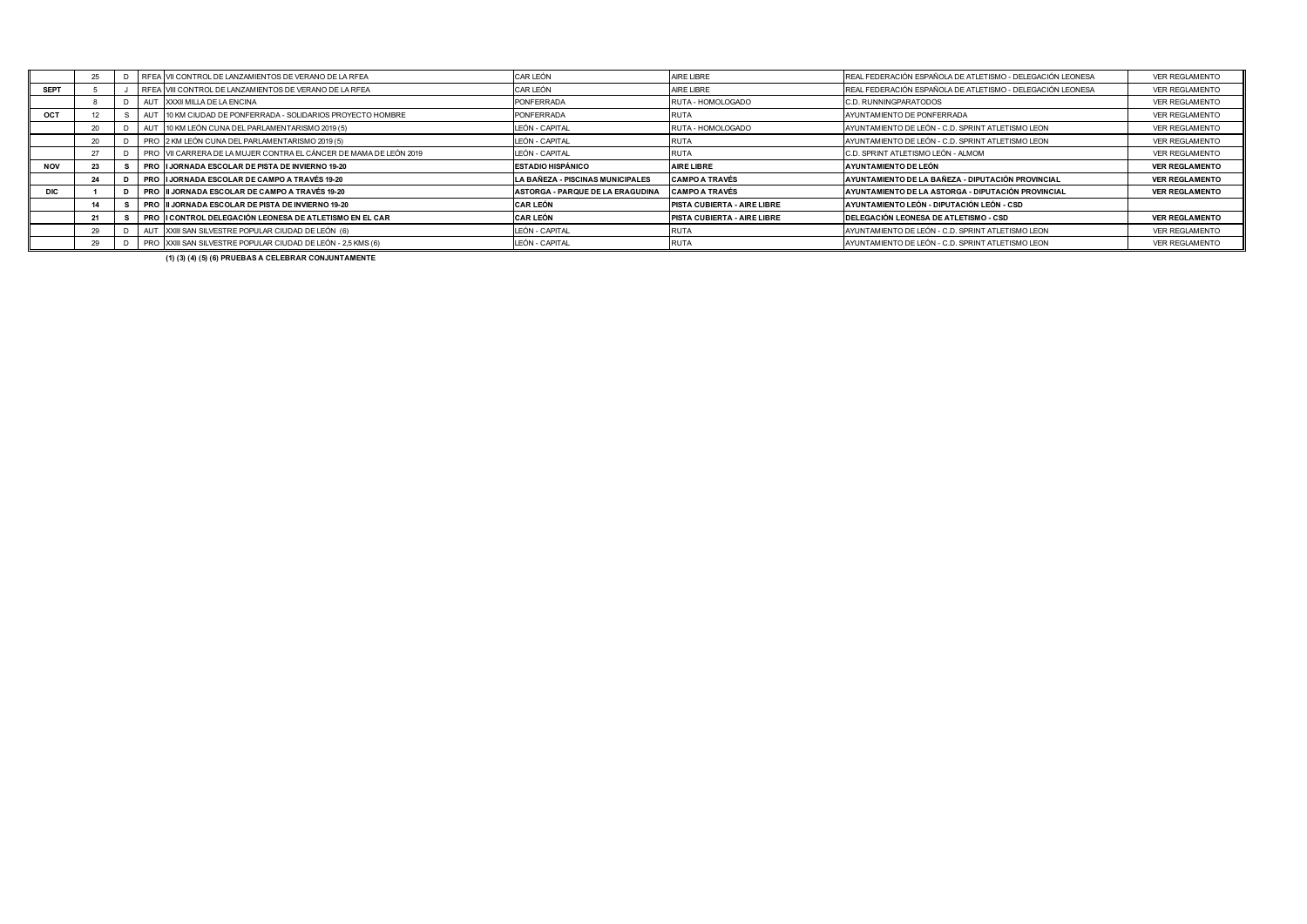| | | | | | | | | |
|---|---|---|---|---|---|---|---|---|
| | 25 | D | RFEA | VII CONTROL DE LANZAMIENTOS DE VERANO DE LA RFEA | CAR LEÓN | AIRE LIBRE | REAL FEDERACIÓN ESPAÑOLA DE ATLETISMO - DELEGACIÓN LEONESA | VER REGLAMENTO |
| **SEPT** | 5 | J | RFEA | VIII CONTROL DE LANZAMIENTOS DE VERANO DE LA RFEA | CAR LEÓN | AIRE LIBRE | REAL FEDERACIÓN ESPAÑOLA DE ATLETISMO - DELEGACIÓN LEONESA | VER REGLAMENTO |
| | 8 | D | AUT | XXXII MILLA DE LA ENCINA | PONFERRADA | RUTA - HOMOLOGADO | C.D. RUNNINGPARATODOS | VER REGLAMENTO |
| **OCT** | 12 | S | AUT | 10 KM CIUDAD DE PONFERRADA - SOLIDARIOS PROYECTO HOMBRE | PONFERRADA | RUTA | AYUNTAMIENTO DE PONFERRADA | VER REGLAMENTO |
| | 20 | D | AUT | 10 KM LEÓN CUNA DEL PARLAMENTARISMO 2019 (5) | LEÓN - CAPITAL | RUTA - HOMOLOGADO | AYUNTAMIENTO DE LEÓN - C.D. SPRINT ATLETISMO LEON | VER REGLAMENTO |
| | 20 | D | PRO | 2 KM LEÓN CUNA DEL PARLAMENTARISMO 2019 (5) | LEÓN - CAPITAL | RUTA | AYUNTAMIENTO DE LEÓN - C.D. SPRINT ATLETISMO LEON | VER REGLAMENTO |
| | 27 | D | PRO | VII CARRERA DE LA MUJER CONTRA EL CÁNCER DE MAMA DE LEÓN 2019 | LEÓN - CAPITAL | RUTA | C.D. SPRINT ATLETISMO LEÓN - ALMOM | VER REGLAMENTO |
| **NOV** | **23** | **S** | **PRO** | **I JORNADA ESCOLAR DE PISTA DE INVIERNO 19-20** | **ESTADIO HISPÁNICO** | **AIRE LIBRE** | **AYUNTAMIENTO DE LEÓN** | **VER REGLAMENTO** |
| | **24** | **D** | **PRO** | **I JORNADA ESCOLAR DE CAMPO A TRAVÉS 19-20** | **LA BAÑEZA - PISCINAS MUNICIPALES** | **CAMPO A TRAVÉS** | **AYUNTAMIENTO DE LA BAÑEZA - DIPUTACIÓN PROVINCIAL** | **VER REGLAMENTO** |
| **DIC** | **1** | **D** | **PRO** | **II JORNADA ESCOLAR DE CAMPO A TRAVÉS 19-20** | **ASTORGA - PARQUE DE LA ERAGUDINA** | **CAMPO A TRAVÉS** | **AYUNTAMIENTO DE LA ASTORGA - DIPUTACIÓN PROVINCIAL** | **VER REGLAMENTO** |
| | **14** | **S** | **PRO** | **II JORNADA ESCOLAR DE PISTA DE INVIERNO 19-20** | **CAR LEÓN** | **PISTA CUBIERTA - AIRE LIBRE** | **AYUNTAMIENTO LEÓN - DIPUTACIÓN LEÓN - CSD** | |
| | **21** | **S** | **PRO** | **I CONTROL DELEGACIÓN LEONESA DE ATLETISMO EN EL CAR** | **CAR LEÓN** | **PISTA CUBIERTA - AIRE LIBRE** | **DELEGACIÓN LEONESA DE ATLETISMO - CSD** | **VER REGLAMENTO** |
| | 29 | D | AUT | XXIII SAN SILVESTRE POPULAR CIUDAD DE LEÓN (6) | LEÓN - CAPITAL | RUTA | AYUNTAMIENTO DE LEÓN - C.D. SPRINT ATLETISMO LEON | VER REGLAMENTO |
| | 29 | D | PRO | XXIII SAN SILVESTRE POPULAR CIUDAD DE LEÓN - 2,5 KMS (6) | LEÓN - CAPITAL | RUTA | AYUNTAMIENTO DE LEÓN - C.D. SPRINT ATLETISMO LEON | VER REGLAMENTO |

**(1) (3) (4) (5) (6) PRUEBAS A CELEBRAR CONJUNTAMENTE**